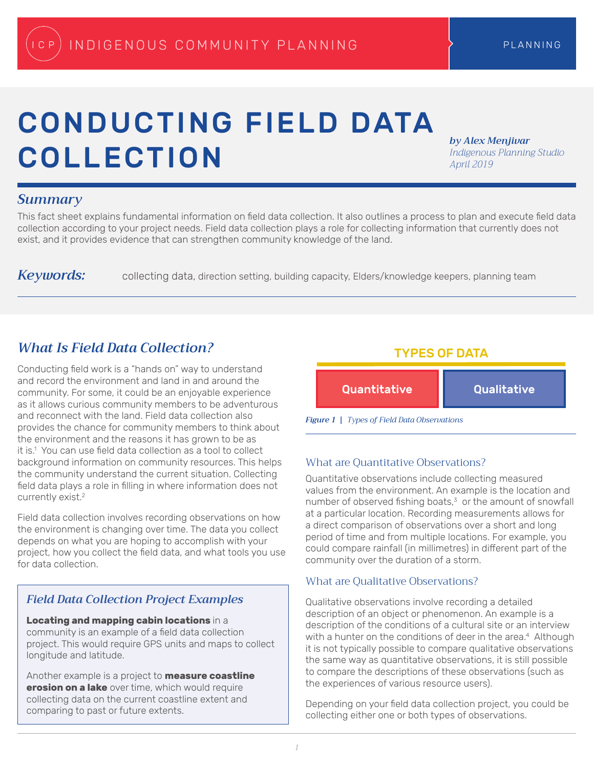# CONDUCTING FIELD DATA COLLECTION

***by Alex Menjivar***
*Indigenous Planning Studio*
*April 2019*

## *Summary*

This fact sheet explains fundamental information on field data collection. It also outlines a process to plan and execute field data collection according to your project needs. Field data collection plays a role for collecting information that currently does not exist, and it provides evidence that can strengthen community knowledge of the land.

***Keywords:*** collecting data, direction setting, building capacity, Elders/knowledge keepers, planning team

## *What Is Field Data Collection?*

Conducting field work is a "hands on" way to understand and record the environment and land in and around the community. For some, it could be an enjoyable experience as it allows curious community members to be adventurous and reconnect with the land. Field data collection also provides the chance for community members to think about the environment and the reasons it has grown to be as it is.[1] You can use field data collection as a tool to collect background information on community resources. This helps the community understand the current situation. Collecting field data plays a role in filling in where information does not currently exist.[2]

Field data collection involves recording observations on how the environment is changing over time. The data you collect depends on what you are hoping to accomplish with your project, how you collect the field data, and what tools you use for data collection.

### *Field Data Collection Project Examples*

**Locating and mapping cabin locations** in a community is an example of a field data collection project. This would require GPS units and maps to collect longitude and latitude.

Another example is a project to **measure coastline erosion on a lake** over time, which would require collecting data on the current coastline extent and comparing to past or future extents.

**TYPES OF DATA**

| Quantitative | Qualitative |
|---|---|

*Figure 1 | Types of Field Data Observations*

### What are Quantitative Observations?

Quantitative observations include collecting measured values from the environment. An example is the location and number of observed fishing boats,[3] or the amount of snowfall at a particular location. Recording measurements allows for a direct comparison of observations over a short and long period of time and from multiple locations. For example, you could compare rainfall (in millimetres) in different part of the community over the duration of a storm.

### What are Qualitative Observations?

Qualitative observations involve recording a detailed description of an object or phenomenon. An example is a description of the conditions of a cultural site or an interview with a hunter on the conditions of deer in the area.[4] Although it is not typically possible to compare qualitative observations the same way as quantitative observations, it is still possible to compare the descriptions of these observations (such as the experiences of various resource users).

Depending on your field data collection project, you could be collecting either one or both types of observations.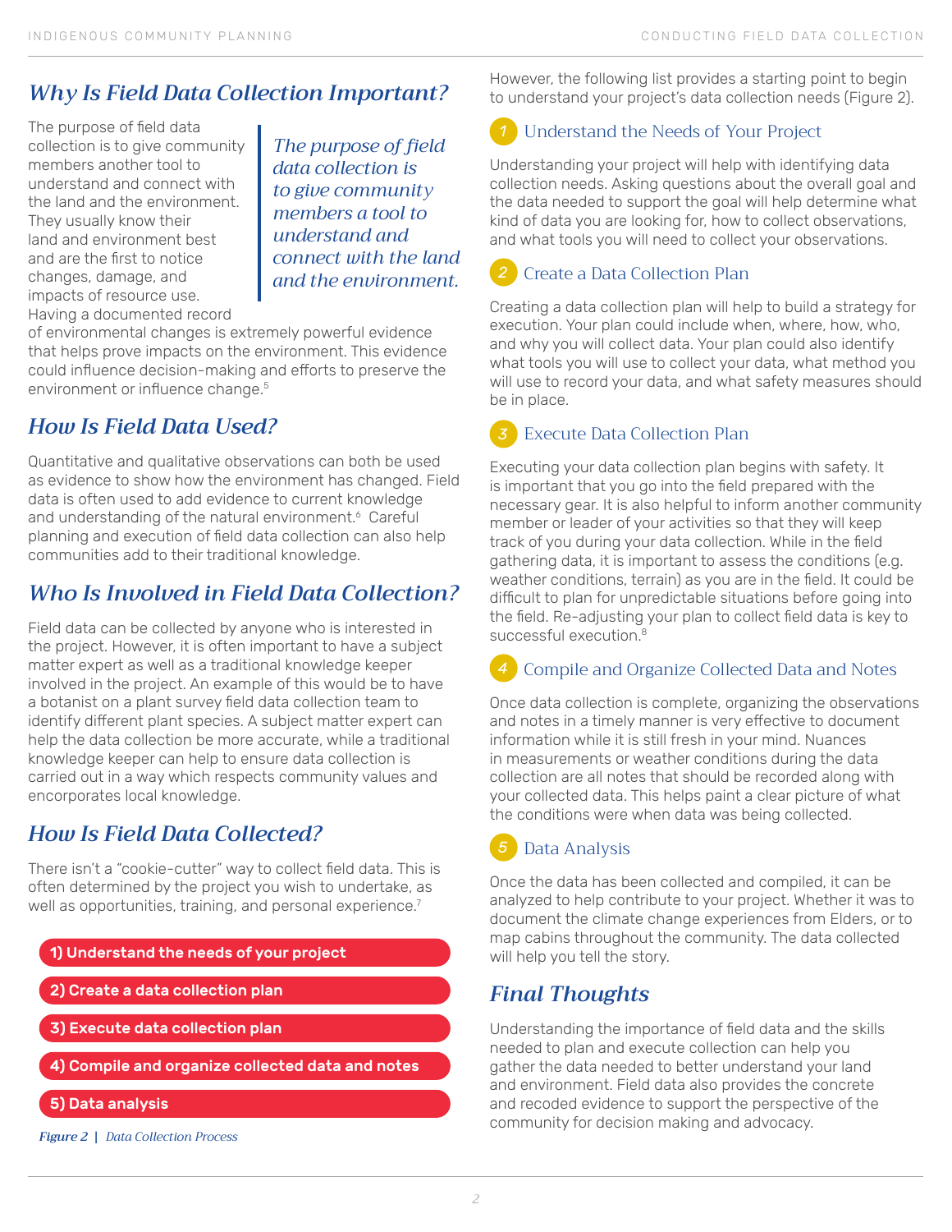## Why Is Field Data Collection Important?

The purpose of field data collection is to give community members another tool to understand and connect with the land and the environment. They usually know their land and environment best and are the first to notice changes, damage, and impacts of resource use. Having a documented record of environmental changes is extremely powerful evidence that helps prove impacts on the environment. This evidence could influence decision-making and efforts to preserve the environment or influence change.[5]

> *The purpose of field data collection is to give community members a tool to understand and connect with the land and the environment.*

## How Is Field Data Used?

Quantitative and qualitative observations can both be used as evidence to show how the environment has changed. Field data is often used to add evidence to current knowledge and understanding of the natural environment.[6] Careful planning and execution of field data collection can also help communities add to their traditional knowledge.

## Who Is Involved in Field Data Collection?

Field data can be collected by anyone who is interested in the project. However, it is often important to have a subject matter expert as well as a traditional knowledge keeper involved in the project. An example of this would be to have a botanist on a plant survey field data collection team to identify different plant species. A subject matter expert can help the data collection be more accurate, while a traditional knowledge keeper can help to ensure data collection is carried out in a way which respects community values and encorporates local knowledge.

## How Is Field Data Collected?

There isn't a "cookie-cutter" way to collect field data. This is often determined by the project you wish to undertake, as well as opportunities, training, and personal experience.[7]

- **1) Understand the needs of your project**
- **2) Create a data collection plan**
- **3) Execute data collection plan**
- **4) Compile and organize collected data and notes**
- **5) Data analysis**

*Figure 2 | Data Collection Process*

However, the following list provides a starting point to begin to understand your project's data collection needs (Figure 2).

### 1 Understand the Needs of Your Project

Understanding your project will help with identifying data collection needs. Asking questions about the overall goal and the data needed to support the goal will help determine what kind of data you are looking for, how to collect observations, and what tools you will need to collect your observations.

### 2 Create a Data Collection Plan

Creating a data collection plan will help to build a strategy for execution. Your plan could include when, where, how, who, and why you will collect data. Your plan could also identify what tools you will use to collect your data, what method you will use to record your data, and what safety measures should be in place.

### 3 Execute Data Collection Plan

Executing your data collection plan begins with safety. It is important that you go into the field prepared with the necessary gear. It is also helpful to inform another community member or leader of your activities so that they will keep track of you during your data collection. While in the field gathering data, it is important to assess the conditions (e.g. weather conditions, terrain) as you are in the field. It could be difficult to plan for unpredictable situations before going into the field. Re-adjusting your plan to collect field data is key to successful execution.[8]

### 4 Compile and Organize Collected Data and Notes

Once data collection is complete, organizing the observations and notes in a timely manner is very effective to document information while it is still fresh in your mind. Nuances in measurements or weather conditions during the data collection are all notes that should be recorded along with your collected data. This helps paint a clear picture of what the conditions were when data was being collected.

### 5 Data Analysis

Once the data has been collected and compiled, it can be analyzed to help contribute to your project. Whether it was to document the climate change experiences from Elders, or to map cabins throughout the community. The data collected will help you tell the story.

## Final Thoughts

Understanding the importance of field data and the skills needed to plan and execute collection can help you gather the data needed to better understand your land and environment. Field data also provides the concrete and recoded evidence to support the perspective of the community for decision making and advocacy.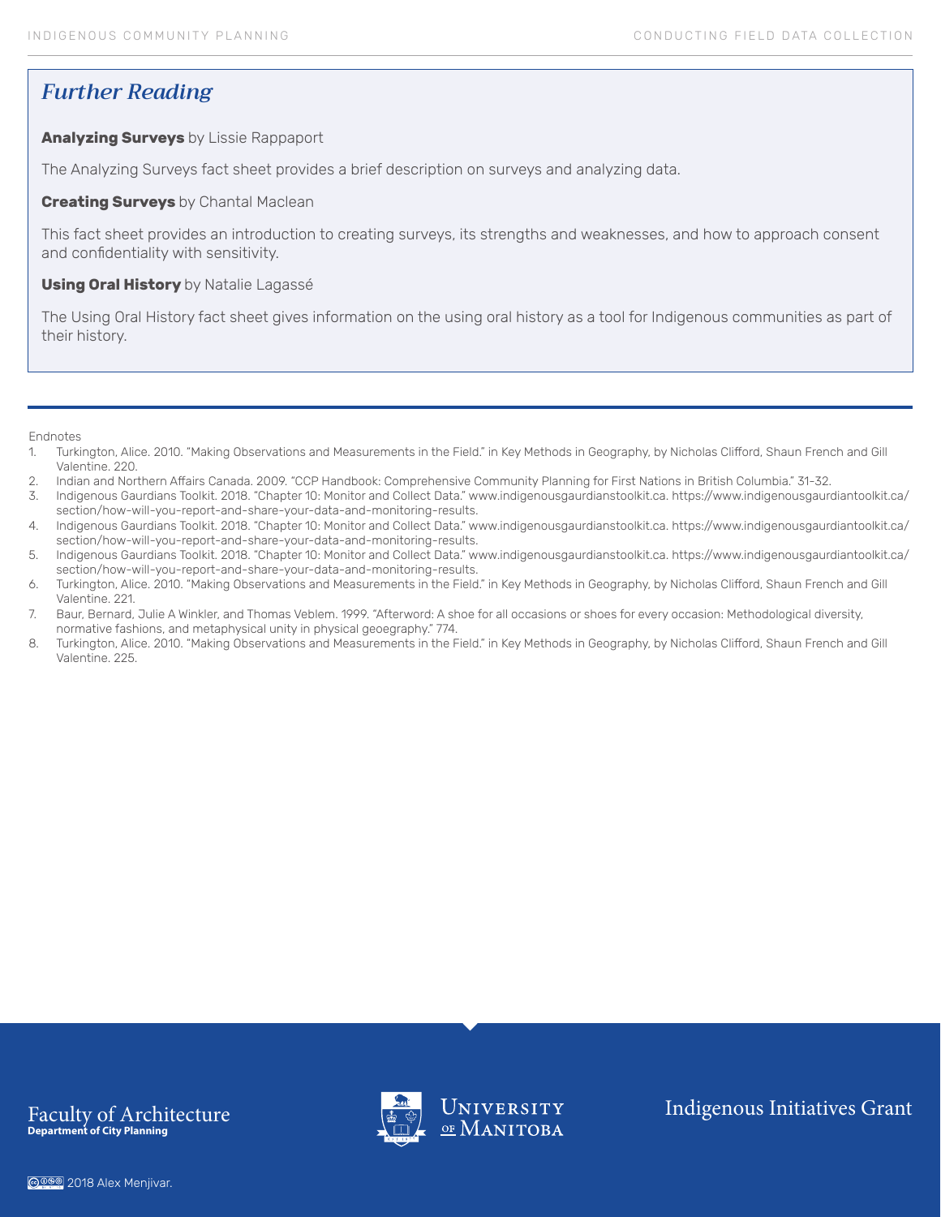## *Further Reading*

**Analyzing Surveys** by Lissie Rappaport

The Analyzing Surveys fact sheet provides a brief description on surveys and analyzing data.

**Creating Surveys** by Chantal Maclean

This fact sheet provides an introduction to creating surveys, its strengths and weaknesses, and how to approach consent and confidentiality with sensitivity.

**Using Oral History** by Natalie Lagassé

The Using Oral History fact sheet gives information on the using oral history as a tool for Indigenous communities as part of their history.

---

Endnotes

1. Turkington, Alice. 2010. "Making Observations and Measurements in the Field." in Key Methods in Geography, by Nicholas Clifford, Shaun French and Gill Valentine. 220.
2. Indian and Northern Affairs Canada. 2009. "CCP Handbook: Comprehensive Community Planning for First Nations in British Columbia." 31-32.
3. Indigenous Gaurdians Toolkit. 2018. "Chapter 10: Monitor and Collect Data." www.indigenousgaurdianstoolkit.ca. https://www.indigenousgaurdiantoolkit.ca/section/how-will-you-report-and-share-your-data-and-monitoring-results.
4. Indigenous Gaurdians Toolkit. 2018. "Chapter 10: Monitor and Collect Data." www.indigenousgaurdianstoolkit.ca. https://www.indigenousgaurdiantoolkit.ca/section/how-will-you-report-and-share-your-data-and-monitoring-results.
5. Indigenous Gaurdians Toolkit. 2018. "Chapter 10: Monitor and Collect Data." www.indigenousgaurdianstoolkit.ca. https://www.indigenousgaurdiantoolkit.ca/section/how-will-you-report-and-share-your-data-and-monitoring-results.
6. Turkington, Alice. 2010. "Making Observations and Measurements in the Field." in Key Methods in Geography, by Nicholas Clifford, Shaun French and Gill Valentine. 221.
7. Baur, Bernard, Julie A Winkler, and Thomas Veblem. 1999. "Afterword: A shoe for all occasions or shoes for every occasion: Methodological diversity, normative fashions, and metaphysical unity in physical geoegraphy." 774.
8. Turkington, Alice. 2010. "Making Observations and Measurements in the Field." in Key Methods in Geography, by Nicholas Clifford, Shaun French and Gill Valentine. 225.

Faculty of Architecture
**Department of City Planning**

University of Manitoba

Indigenous Initiatives Grant

2018 Alex Menjivar.